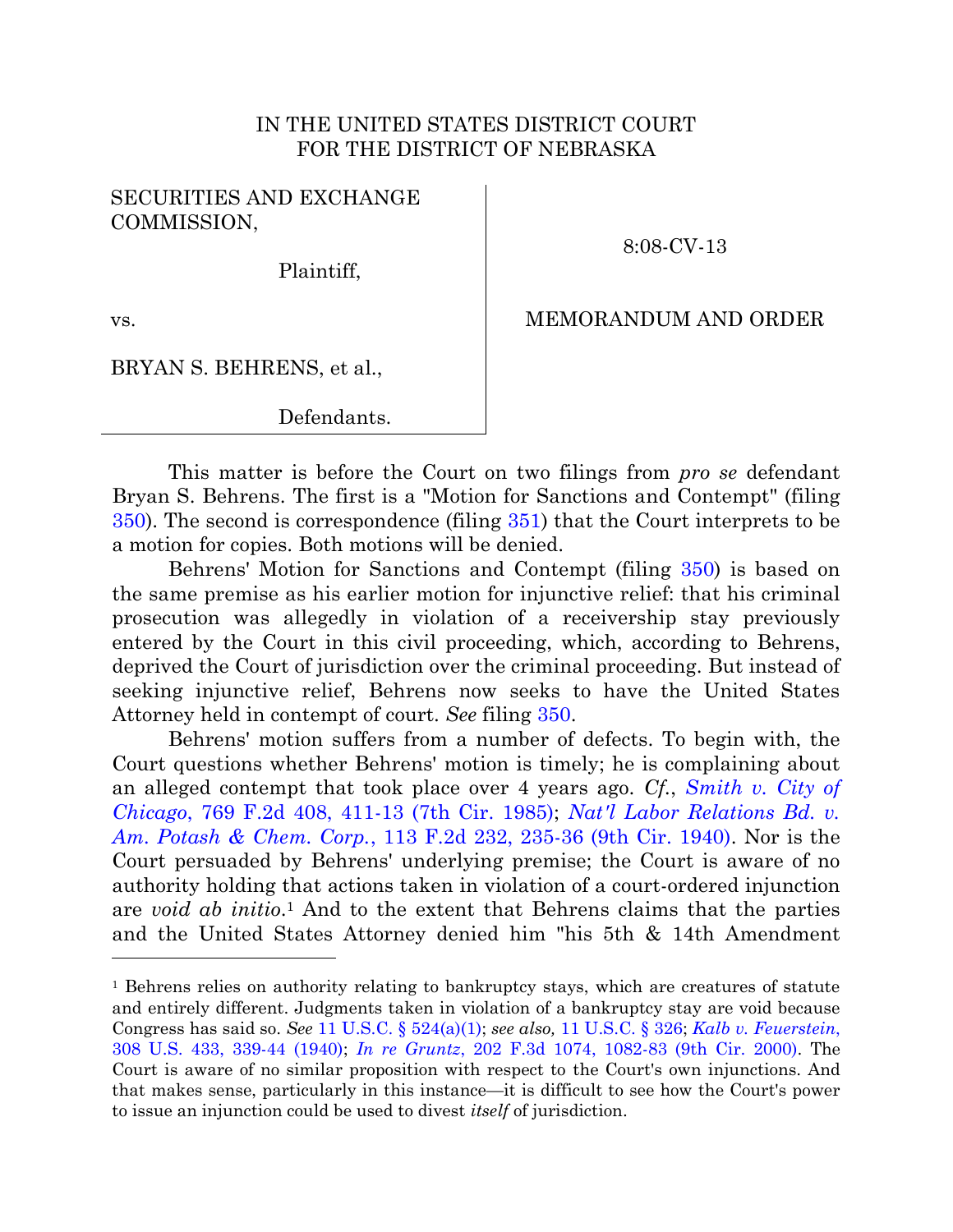IN THE UNITED STATES DISTRICT COURT
FOR THE DISTRICT OF NEBRASKA

| | |
|---|---|
| SECURITIES AND EXCHANGE COMMISSION,<br><br>Plaintiff,<br><br>vs.<br><br>BRYAN S. BEHRENS, et al.,<br><br>Defendants. | 8:08-CV-13<br><br>MEMORANDUM AND ORDER |

This matter is before the Court on two filings from *pro se* defendant Bryan S. Behrens. The first is a "Motion for Sanctions and Contempt" (filing 350). The second is correspondence (filing 351) that the Court interprets to be a motion for copies. Both motions will be denied.

Behrens' Motion for Sanctions and Contempt (filing 350) is based on the same premise as his earlier motion for injunctive relief: that his criminal prosecution was allegedly in violation of a receivership stay previously entered by the Court in this civil proceeding, which, according to Behrens, deprived the Court of jurisdiction over the criminal proceeding. But instead of seeking injunctive relief, Behrens now seeks to have the United States Attorney held in contempt of court. *See* filing 350.

Behrens' motion suffers from a number of defects. To begin with, the Court questions whether Behrens' motion is timely; he is complaining about an alleged contempt that took place over 4 years ago. *Cf.*, *Smith v. City of Chicago*, 769 F.2d 408, 411-13 (7th Cir. 1985); *Nat'l Labor Relations Bd. v. Am. Potash & Chem. Corp.*, 113 F.2d 232, 235-36 (9th Cir. 1940). Nor is the Court persuaded by Behrens' underlying premise; the Court is aware of no authority holding that actions taken in violation of a court-ordered injunction are *void ab initio*.[1] And to the extent that Behrens claims that the parties and the United States Attorney denied him "his 5th & 14th Amendment

---

[1] Behrens relies on authority relating to bankruptcy stays, which are creatures of statute and entirely different. Judgments taken in violation of a bankruptcy stay are void because Congress has said so. *See* 11 U.S.C. § 524(a)(1); *see also,* 11 U.S.C. § 326; *Kalb v. Feuerstein*, 308 U.S. 433, 339-44 (1940); *In re Gruntz*, 202 F.3d 1074, 1082-83 (9th Cir. 2000). The Court is aware of no similar proposition with respect to the Court's own injunctions. And that makes sense, particularly in this instance—it is difficult to see how the Court's power to issue an injunction could be used to divest *itself* of jurisdiction.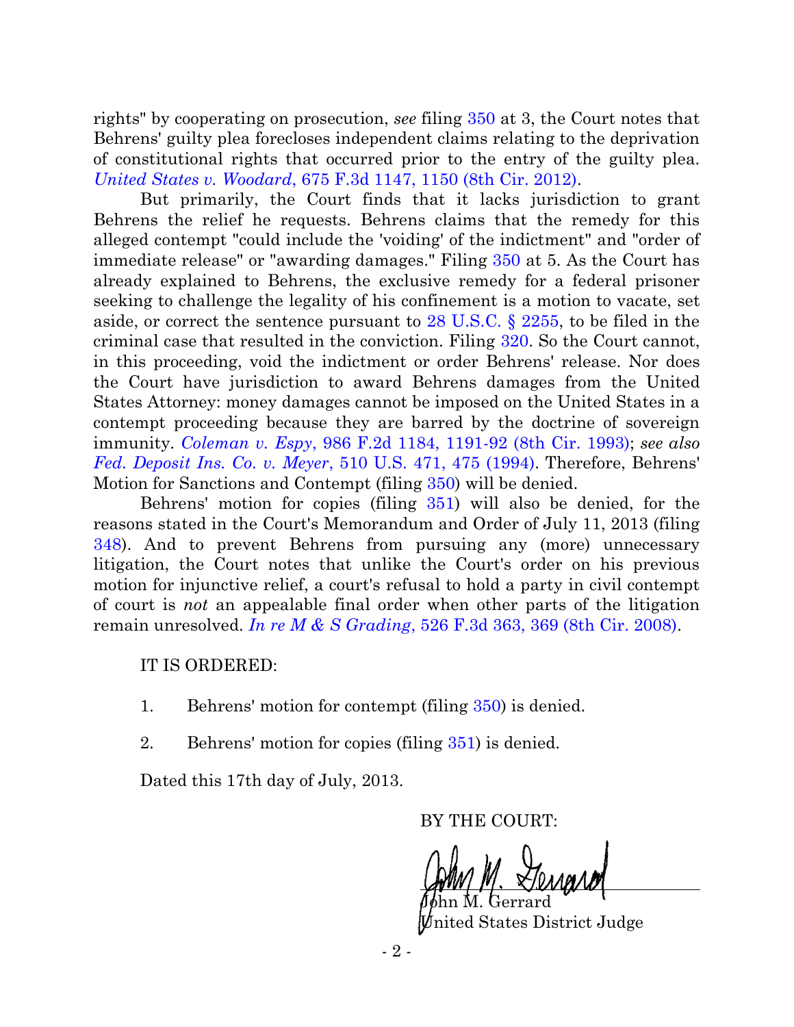rights" by cooperating on prosecution, *see* filing 350 at 3, the Court notes that Behrens' guilty plea forecloses independent claims relating to the deprivation of constitutional rights that occurred prior to the entry of the guilty plea. *United States v. Woodard*, 675 F.3d 1147, 1150 (8th Cir. 2012).

But primarily, the Court finds that it lacks jurisdiction to grant Behrens the relief he requests. Behrens claims that the remedy for this alleged contempt "could include the 'voiding' of the indictment" and "order of immediate release" or "awarding damages." Filing 350 at 5. As the Court has already explained to Behrens, the exclusive remedy for a federal prisoner seeking to challenge the legality of his confinement is a motion to vacate, set aside, or correct the sentence pursuant to 28 U.S.C. § 2255, to be filed in the criminal case that resulted in the conviction. Filing 320. So the Court cannot, in this proceeding, void the indictment or order Behrens' release. Nor does the Court have jurisdiction to award Behrens damages from the United States Attorney: money damages cannot be imposed on the United States in a contempt proceeding because they are barred by the doctrine of sovereign immunity. *Coleman v. Espy*, 986 F.2d 1184, 1191-92 (8th Cir. 1993); *see also Fed. Deposit Ins. Co. v. Meyer*, 510 U.S. 471, 475 (1994). Therefore, Behrens' Motion for Sanctions and Contempt (filing 350) will be denied.

Behrens' motion for copies (filing 351) will also be denied, for the reasons stated in the Court's Memorandum and Order of July 11, 2013 (filing 348). And to prevent Behrens from pursuing any (more) unnecessary litigation, the Court notes that unlike the Court's order on his previous motion for injunctive relief, a court's refusal to hold a party in civil contempt of court is *not* an appealable final order when other parts of the litigation remain unresolved. *In re M & S Grading*, 526 F.3d 363, 369 (8th Cir. 2008).

IT IS ORDERED:

1. Behrens' motion for contempt (filing 350) is denied.

2. Behrens' motion for copies (filing 351) is denied.

Dated this 17th day of July, 2013.

BY THE COURT:

John M. Gerrard
United States District Judge